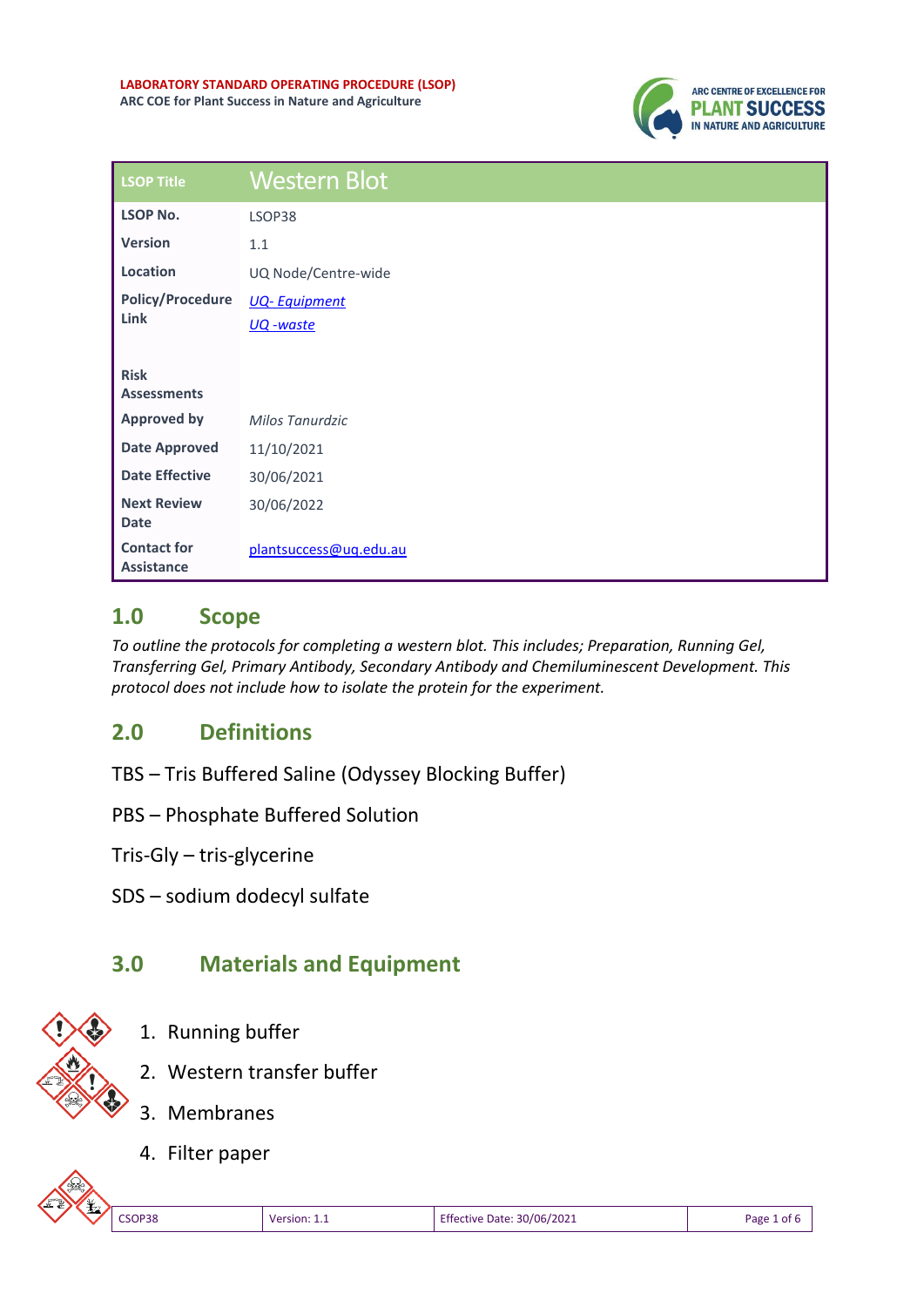LABORATORY STANDARD OPERATING PROCEDURE (LSOP)
ARC COE for Plant Success in Nature and Agriculture

| LSOP Title | Western Blot |
| --- | --- |
| LSOP No. | LSOP38 |
| Version | 1.1 |
| Location | UQ Node/Centre-wide |
| Policy/Procedure Link | *UQ- Equipment*<br>*UQ -waste* |
| Risk Assessments | |
| Approved by | *Milos Tanurdzic* |
| Date Approved | 11/10/2021 |
| Date Effective | 30/06/2021 |
| Next Review Date | 30/06/2022 |
| Contact for Assistance | plantsuccess@uq.edu.au |

## 1.0 Scope

*To outline the protocols for completing a western blot. This includes; Preparation, Running Gel, Transferring Gel, Primary Antibody, Secondary Antibody and Chemiluminescent Development. This protocol does not include how to isolate the protein for the experiment.*

## 2.0 Definitions

TBS – Tris Buffered Saline (Odyssey Blocking Buffer)

PBS – Phosphate Buffered Solution

Tris-Gly – tris-glycerine

SDS – sodium dodecyl sulfate

## 3.0 Materials and Equipment

1. Running buffer
2. Western transfer buffer
3. Membranes
4. Filter paper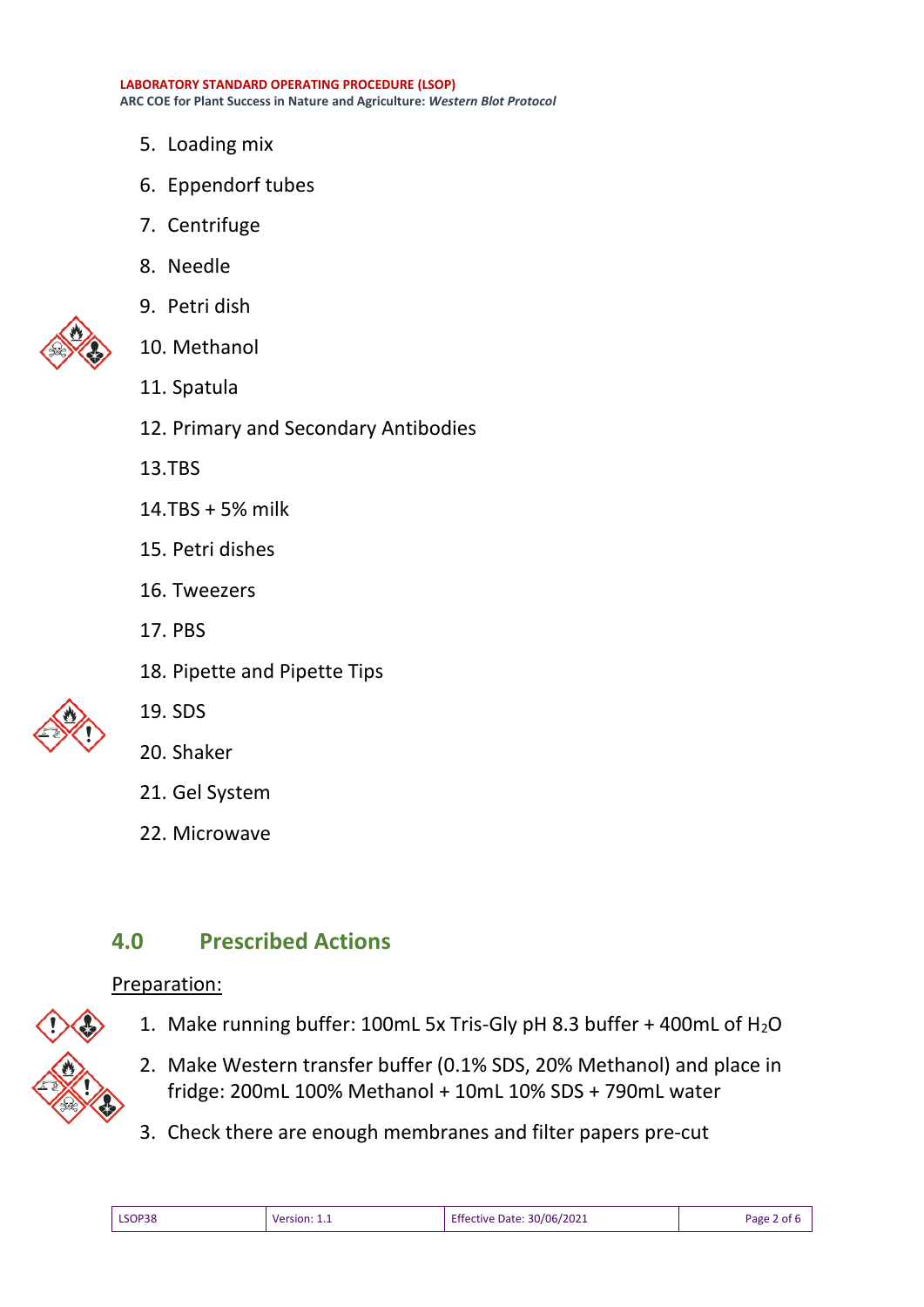5. Loading mix
6. Eppendorf tubes
7. Centrifuge
8. Needle
9. Petri dish
10. Methanol
11. Spatula
12. Primary and Secondary Antibodies
13. TBS
14. TBS + 5% milk
15. Petri dishes
16. Tweezers
17. PBS
18. Pipette and Pipette Tips
19. SDS
20. Shaker
21. Gel System
22. Microwave

## 4.0 Prescribed Actions

Preparation:

1. Make running buffer: 100mL 5x Tris-Gly pH 8.3 buffer + 400mL of $H_2O$
2. Make Western transfer buffer (0.1% SDS, 20% Methanol) and place in fridge: 200mL 100% Methanol + 10mL 10% SDS + 790mL water
3. Check there are enough membranes and filter papers pre-cut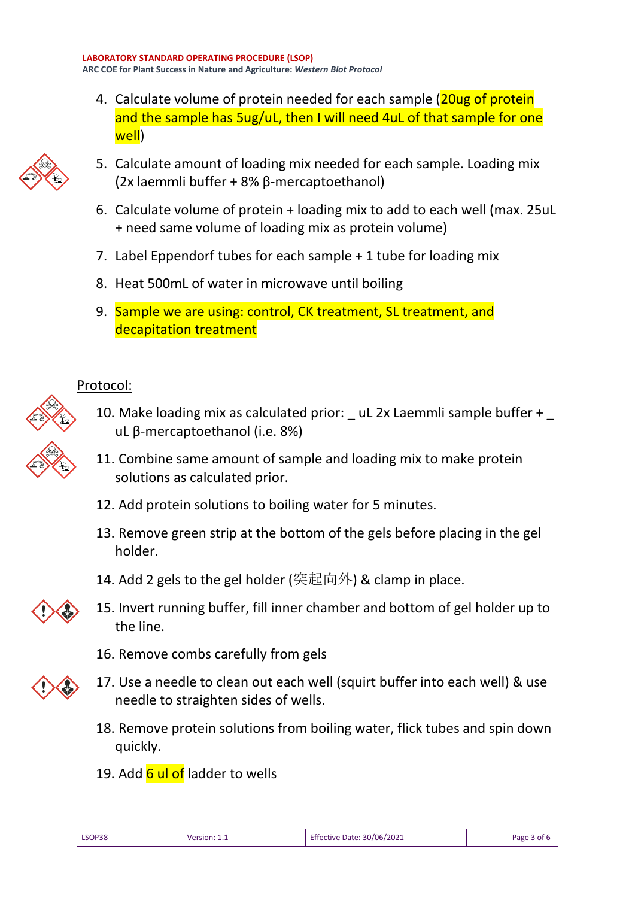4. Calculate volume of protein needed for each sample (20ug of protein and the sample has 5ug/uL, then I will need 4uL of that sample for one well)
5. Calculate amount of loading mix needed for each sample. Loading mix (2x laemmli buffer + 8% β-mercaptoethanol)
6. Calculate volume of protein + loading mix to add to each well (max. 25uL + need same volume of loading mix as protein volume)
7. Label Eppendorf tubes for each sample + 1 tube for loading mix
8. Heat 500mL of water in microwave until boiling
9. Sample we are using: control, CK treatment, SL treatment, and decapitation treatment

Protocol:

10. Make loading mix as calculated prior: _ uL 2x Laemmli sample buffer + _ uL β-mercaptoethanol (i.e. 8%)
11. Combine same amount of sample and loading mix to make protein solutions as calculated prior.
12. Add protein solutions to boiling water for 5 minutes.
13. Remove green strip at the bottom of the gels before placing in the gel holder.
14. Add 2 gels to the gel holder (突起向外) & clamp in place.
15. Invert running buffer, fill inner chamber and bottom of gel holder up to the line.
16. Remove combs carefully from gels
17. Use a needle to clean out each well (squirt buffer into each well) & use needle to straighten sides of wells.
18. Remove protein solutions from boiling water, flick tubes and spin down quickly.
19. Add 6 ul of ladder to wells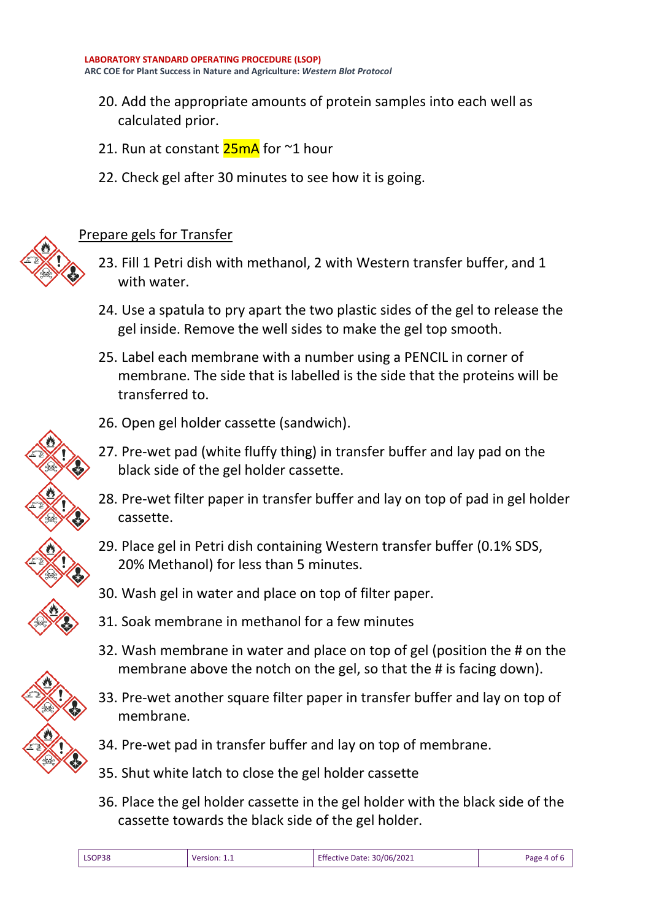20. Add the appropriate amounts of protein samples into each well as calculated prior.

21. Run at constant 25mA for ~1 hour

22. Check gel after 30 minutes to see how it is going.

## Prepare gels for Transfer

23. Fill 1 Petri dish with methanol, 2 with Western transfer buffer, and 1 with water.

24. Use a spatula to pry apart the two plastic sides of the gel to release the gel inside. Remove the well sides to make the gel top smooth.

25. Label each membrane with a number using a PENCIL in corner of membrane. The side that is labelled is the side that the proteins will be transferred to.

26. Open gel holder cassette (sandwich).

27. Pre-wet pad (white fluffy thing) in transfer buffer and lay pad on the black side of the gel holder cassette.

28. Pre-wet filter paper in transfer buffer and lay on top of pad in gel holder cassette.

29. Place gel in Petri dish containing Western transfer buffer (0.1% SDS, 20% Methanol) for less than 5 minutes.

30. Wash gel in water and place on top of filter paper.

31. Soak membrane in methanol for a few minutes

32. Wash membrane in water and place on top of gel (position the # on the membrane above the notch on the gel, so that the # is facing down).

33. Pre-wet another square filter paper in transfer buffer and lay on top of membrane.

34. Pre-wet pad in transfer buffer and lay on top of membrane.

35. Shut white latch to close the gel holder cassette

36. Place the gel holder cassette in the gel holder with the black side of the cassette towards the black side of the gel holder.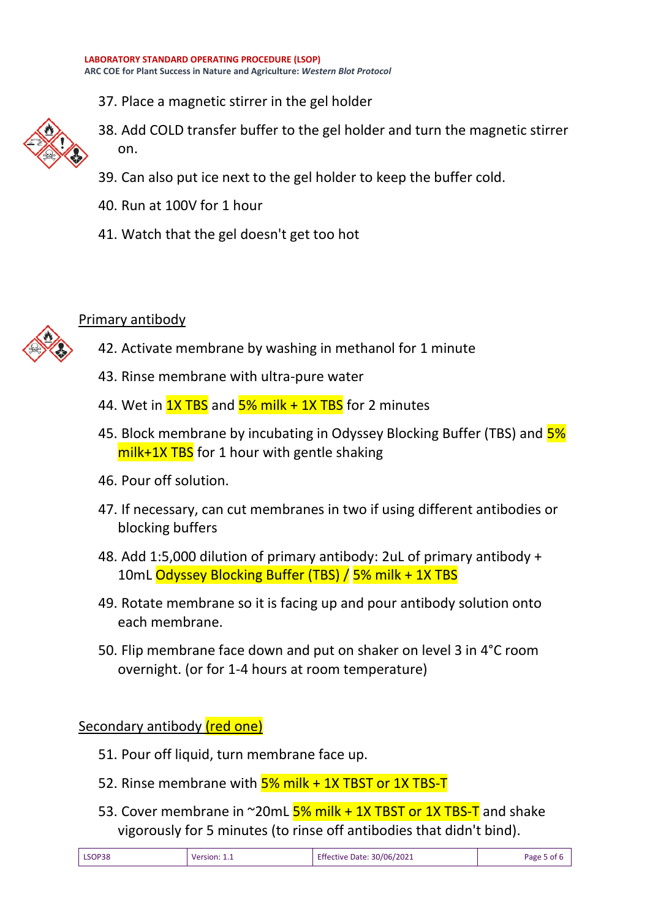37. Place a magnetic stirrer in the gel holder
38. Add COLD transfer buffer to the gel holder and turn the magnetic stirrer on.
39. Can also put ice next to the gel holder to keep the buffer cold.
40. Run at 100V for 1 hour
41. Watch that the gel doesn't get too hot

## Primary antibody

42. Activate membrane by washing in methanol for 1 minute
43. Rinse membrane with ultra-pure water
44. Wet in 1X TBS and 5% milk + 1X TBS for 2 minutes
45. Block membrane by incubating in Odyssey Blocking Buffer (TBS) and 5% milk+1X TBS for 1 hour with gentle shaking
46. Pour off solution.
47. If necessary, can cut membranes in two if using different antibodies or blocking buffers
48. Add 1:5,000 dilution of primary antibody: 2uL of primary antibody + 10mL Odyssey Blocking Buffer (TBS) / 5% milk + 1X TBS
49. Rotate membrane so it is facing up and pour antibody solution onto each membrane.
50. Flip membrane face down and put on shaker on level 3 in 4°C room overnight. (or for 1-4 hours at room temperature)

## Secondary antibody (red one)

51. Pour off liquid, turn membrane face up.
52. Rinse membrane with 5% milk + 1X TBST or 1X TBS-T
53. Cover membrane in ~20mL 5% milk + 1X TBST or 1X TBS-T and shake vigorously for 5 minutes (to rinse off antibodies that didn't bind).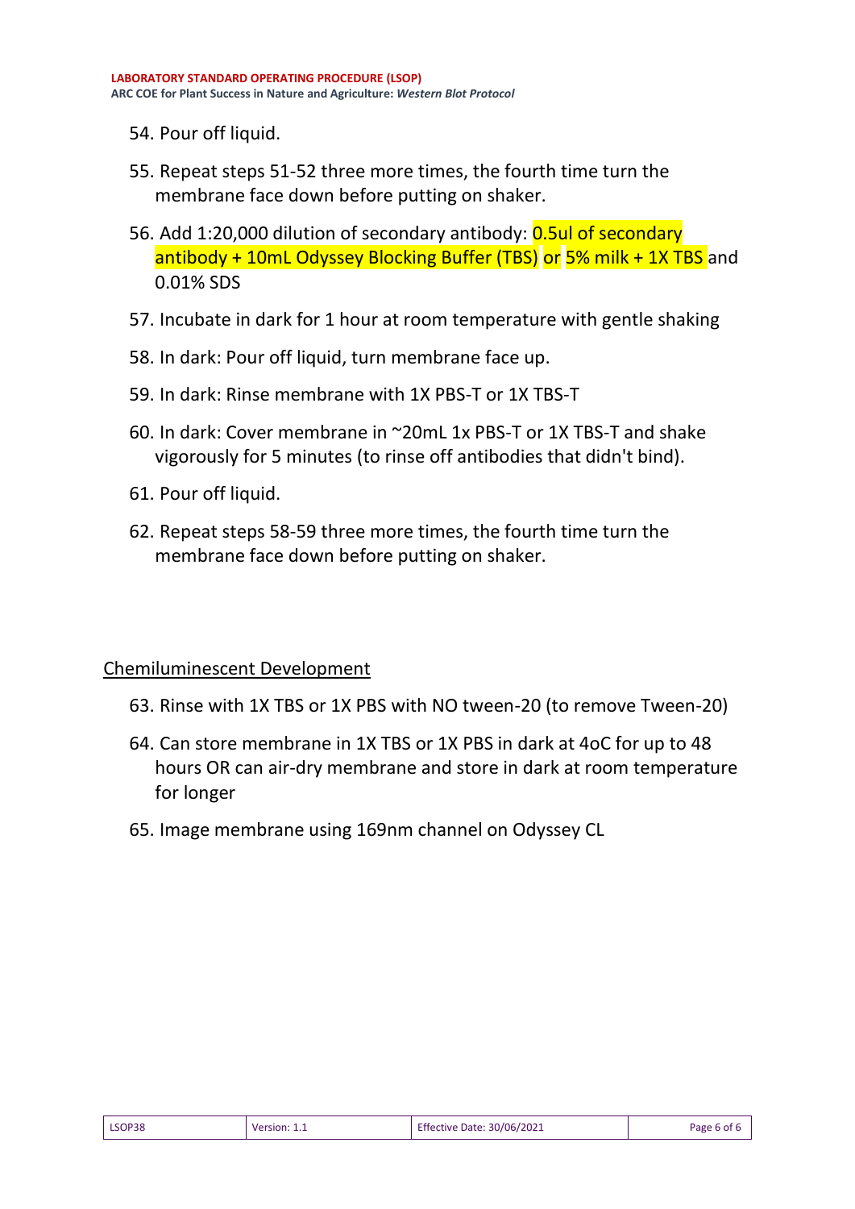54. Pour off liquid.

55. Repeat steps 51-52 three more times, the fourth time turn the membrane face down before putting on shaker.

56. Add 1:20,000 dilution of secondary antibody: 0.5ul of secondary antibody + 10mL Odyssey Blocking Buffer (TBS) or 5% milk + 1X TBS and 0.01% SDS

57. Incubate in dark for 1 hour at room temperature with gentle shaking

58. In dark: Pour off liquid, turn membrane face up.

59. In dark: Rinse membrane with 1X PBS-T or 1X TBS-T

60. In dark: Cover membrane in ~20mL 1x PBS-T or 1X TBS-T and shake vigorously for 5 minutes (to rinse off antibodies that didn't bind).

61. Pour off liquid.

62. Repeat steps 58-59 three more times, the fourth time turn the membrane face down before putting on shaker.

## Chemiluminescent Development

63. Rinse with 1X TBS or 1X PBS with NO tween-20 (to remove Tween-20)

64. Can store membrane in 1X TBS or 1X PBS in dark at 4oC for up to 48 hours OR can air-dry membrane and store in dark at room temperature for longer

65. Image membrane using 169nm channel on Odyssey CL